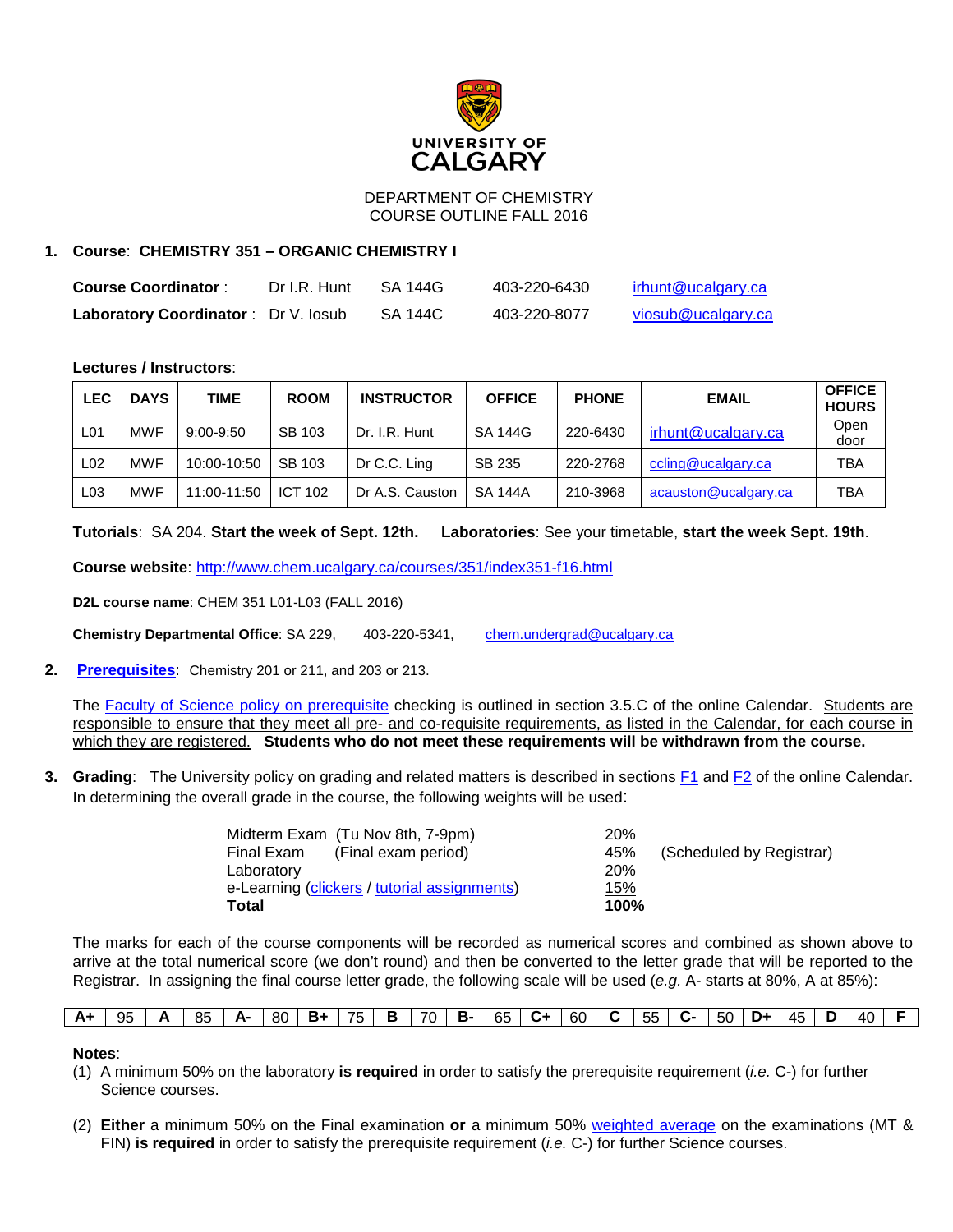UNIVERSITY OF CALGARY

DEPARTMENT OF CHEMISTRY
COURSE OUTLINE FALL 2016

**1. Course**: **CHEMISTRY 351 – ORGANIC CHEMISTRY I**

| | | | | |
|---|---|---|---|---|
| **Course Coordinator** : | Dr I.R. Hunt | SA 144G | 403-220-6430 | irhunt@ucalgary.ca |
| **Laboratory Coordinator** : | Dr V. Iosub | SA 144C | 403-220-8077 | viosub@ucalgary.ca |

**Lectures / Instructors**:

| LEC | DAYS | TIME | ROOM | INSTRUCTOR | OFFICE | PHONE | EMAIL | OFFICE HOURS |
|---|---|---|---|---|---|---|---|---|
| L01 | MWF | 9:00-9:50 | SB 103 | Dr. I.R. Hunt | SA 144G | 220-6430 | irhunt@ucalgary.ca | Open door |
| L02 | MWF | 10:00-10:50 | SB 103 | Dr C.C. Ling | SB 235 | 220-2768 | ccling@ucalgary.ca | TBA |
| L03 | MWF | 11:00-11:50 | ICT 102 | Dr A.S. Causton | SA 144A | 210-3968 | acauston@ucalgary.ca | TBA |

**Tutorials**: SA 204. **Start the week of Sept. 12th.** **Laboratories**: See your timetable, **start the week Sept. 19th**.

**Course website**: http://www.chem.ucalgary.ca/courses/351/index351-f16.html

**D2L course name**: CHEM 351 L01-L03 (FALL 2016)

**Chemistry Departmental Office**: SA 229, 403-220-5341, chem.undergrad@ucalgary.ca

**2. Prerequisites**: Chemistry 201 or 211, and 203 or 213.

The Faculty of Science policy on prerequisite checking is outlined in section 3.5.C of the online Calendar. Students are responsible to ensure that they meet all pre- and co-requisite requirements, as listed in the Calendar, for each course in which they are registered. **Students who do not meet these requirements will be withdrawn from the course.**

**3. Grading**: The University policy on grading and related matters is described in sections F1 and F2 of the online Calendar. In determining the overall grade in the course, the following weights will be used:

| | | |
|---|---|---|
| Midterm Exam (Tu Nov 8th, 7-9pm) | 20% | |
| Final Exam (Final exam period) | 45% | (Scheduled by Registrar) |
| Laboratory | 20% | |
| e-Learning (clickers / tutorial assignments) | 15% | |
| **Total** | **100%** | |

The marks for each of the course components will be recorded as numerical scores and combined as shown above to arrive at the total numerical score (we don't round) and then be converted to the letter grade that will be reported to the Registrar. In assigning the final course letter grade, the following scale will be used (*e.g.* A- starts at 80%, A at 85%):

| **A+** | 95 | **A** | 85 | **A-** | 80 | **B+** | 75 | **B** | 70 | **B-** | 65 | **C+** | 60 | **C** | 55 | **C-** | 50 | **D+** | 45 | **D** | 40 | **F** |
|---|---|---|---|---|---|---|---|---|---|---|---|---|---|---|---|---|---|---|---|---|---|---|

**Notes**:

(1) A minimum 50% on the laboratory **is required** in order to satisfy the prerequisite requirement (*i.e.* C-) for further Science courses.

(2) **Either** a minimum 50% on the Final examination **or** a minimum 50% weighted average on the examinations (MT & FIN) **is required** in order to satisfy the prerequisite requirement (*i.e.* C-) for further Science courses.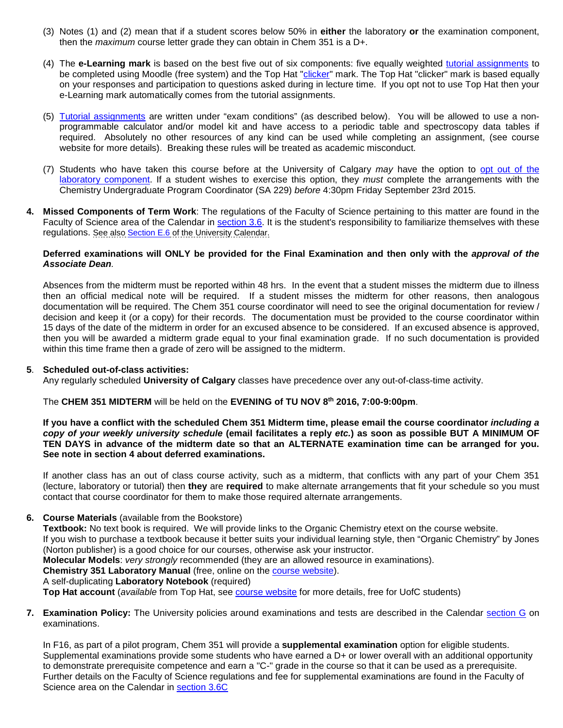(3) Notes (1) and (2) mean that if a student scores below 50% in **either** the laboratory **or** the examination component, then the *maximum* course letter grade they can obtain in Chem 351 is a D+.

(4) The **e-Learning mark** is based on the best five out of six components: five equally weighted tutorial assignments to be completed using Moodle (free system) and the Top Hat "clicker" mark. The Top Hat "clicker" mark is based equally on your responses and participation to questions asked during in lecture time. If you opt not to use Top Hat then your e-Learning mark automatically comes from the tutorial assignments.

(5) Tutorial assignments are written under "exam conditions" (as described below). You will be allowed to use a non-programmable calculator and/or model kit and have access to a periodic table and spectroscopy data tables if required. Absolutely no other resources of any kind can be used while completing an assignment, (see course website for more details). Breaking these rules will be treated as academic misconduct.

(7) Students who have taken this course before at the University of Calgary *may* have the option to opt out of the laboratory component. If a student wishes to exercise this option, they *must* complete the arrangements with the Chemistry Undergraduate Program Coordinator (SA 229) *before* 4:30pm Friday September 23rd 2015.

**4. Missed Components of Term Work**: The regulations of the Faculty of Science pertaining to this matter are found in the Faculty of Science area of the Calendar in section 3.6. It is the student's responsibility to familiarize themselves with these regulations. See also Section E.6 of the University Calendar.

**Deferred examinations will ONLY be provided for the Final Examination and then only with the *approval of the Associate Dean*.**

Absences from the midterm must be reported within 48 hrs. In the event that a student misses the midterm due to illness then an official medical note will be required. If a student misses the midterm for other reasons, then analogous documentation will be required. The Chem 351 course coordinator will need to see the original documentation for review / decision and keep it (or a copy) for their records. The documentation must be provided to the course coordinator within 15 days of the date of the midterm in order for an excused absence to be considered. If an excused absence is approved, then you will be awarded a midterm grade equal to your final examination grade. If no such documentation is provided within this time frame then a grade of zero will be assigned to the midterm.

**5. Scheduled out-of-class activities:**

Any regularly scheduled **University of Calgary** classes have precedence over any out-of-class-time activity.

The **CHEM 351 MIDTERM** will be held on the **EVENING of TU NOV 8th 2016, 7:00-9:00pm**.

**If you have a conflict with the scheduled Chem 351 Midterm time, please email the course coordinator *including a copy of your weekly university schedule* (email facilitates a reply *etc.*) as soon as possible BUT A MINIMUM OF TEN DAYS in advance of the midterm date so that an ALTERNATE examination time can be arranged for you. See note in section 4 about deferred examinations.**

If another class has an out of class course activity, such as a midterm, that conflicts with any part of your Chem 351 (lecture, laboratory or tutorial) then **they** are **required** to make alternate arrangements that fit your schedule so you must contact that course coordinator for them to make those required alternate arrangements.

**6. Course Materials** (available from the Bookstore)

**Textbook:** No text book is required. We will provide links to the Organic Chemistry etext on the course website.
If you wish to purchase a textbook because it better suits your individual learning style, then "Organic Chemistry" by Jones (Norton publisher) is a good choice for our courses, otherwise ask your instructor.
**Molecular Models**: *very strongly* recommended (they are an allowed resource in examinations).
**Chemistry 351 Laboratory Manual** (free, online on the course website).
A self-duplicating **Laboratory Notebook** (required)
**Top Hat account** (*available* from Top Hat, see course website for more details, free for UofC students)

**7. Examination Policy:** The University policies around examinations and tests are described in the Calendar section G on examinations.

In F16, as part of a pilot program, Chem 351 will provide a **supplemental examination** option for eligible students. Supplemental examinations provide some students who have earned a D+ or lower overall with an additional opportunity to demonstrate prerequisite competence and earn a "C-" grade in the course so that it can be used as a prerequisite. Further details on the Faculty of Science regulations and fee for supplemental examinations are found in the Faculty of Science area on the Calendar in section 3.6C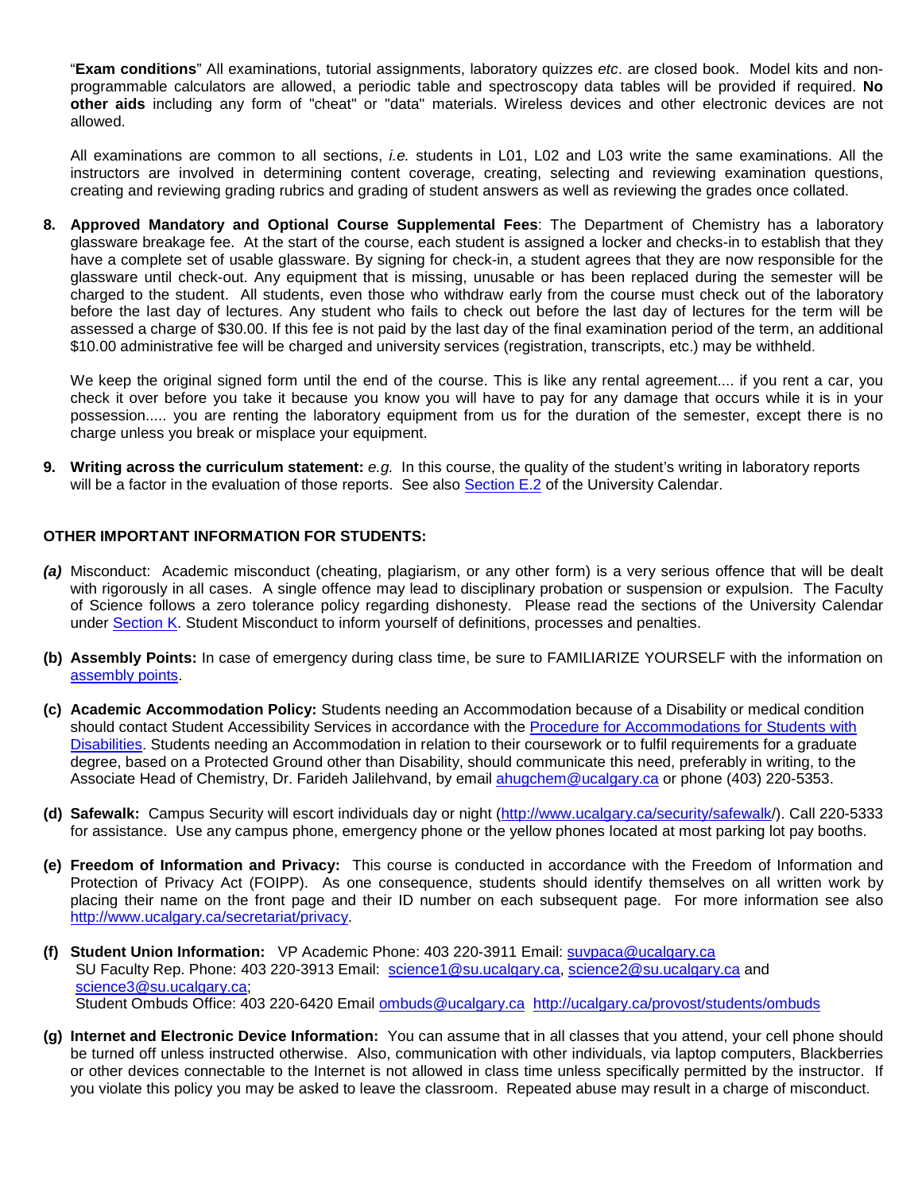"**Exam conditions**" All examinations, tutorial assignments, laboratory quizzes *etc*. are closed book. Model kits and non-programmable calculators are allowed, a periodic table and spectroscopy data tables will be provided if required. **No other aids** including any form of "cheat" or "data" materials. Wireless devices and other electronic devices are not allowed.

All examinations are common to all sections, *i.e.* students in L01, L02 and L03 write the same examinations. All the instructors are involved in determining content coverage, creating, selecting and reviewing examination questions, creating and reviewing grading rubrics and grading of student answers as well as reviewing the grades once collated.

8. **Approved Mandatory and Optional Course Supplemental Fees**: The Department of Chemistry has a laboratory glassware breakage fee. At the start of the course, each student is assigned a locker and checks-in to establish that they have a complete set of usable glassware. By signing for check-in, a student agrees that they are now responsible for the glassware until check-out. Any equipment that is missing, unusable or has been replaced during the semester will be charged to the student. All students, even those who withdraw early from the course must check out of the laboratory before the last day of lectures. Any student who fails to check out before the last day of lectures for the term will be assessed a charge of $30.00. If this fee is not paid by the last day of the final examination period of the term, an additional $10.00 administrative fee will be charged and university services (registration, transcripts, etc.) may be withheld.

   We keep the original signed form until the end of the course. This is like any rental agreement.... if you rent a car, you check it over before you take it because you know you will have to pay for any damage that occurs while it is in your possession..... you are renting the laboratory equipment from us for the duration of the semester, except there is no charge unless you break or misplace your equipment.

9. **Writing across the curriculum statement:** *e.g.* In this course, the quality of the student's writing in laboratory reports will be a factor in the evaluation of those reports. See also Section E.2 of the University Calendar.

**OTHER IMPORTANT INFORMATION FOR STUDENTS:**

***(a)*** Misconduct: Academic misconduct (cheating, plagiarism, or any other form) is a very serious offence that will be dealt with rigorously in all cases. A single offence may lead to disciplinary probation or suspension or expulsion. The Faculty of Science follows a zero tolerance policy regarding dishonesty. Please read the sections of the University Calendar under Section K. Student Misconduct to inform yourself of definitions, processes and penalties.

**(b) Assembly Points:** In case of emergency during class time, be sure to FAMILIARIZE YOURSELF with the information on assembly points.

**(c) Academic Accommodation Policy:** Students needing an Accommodation because of a Disability or medical condition should contact Student Accessibility Services in accordance with the Procedure for Accommodations for Students with Disabilities. Students needing an Accommodation in relation to their coursework or to fulfil requirements for a graduate degree, based on a Protected Ground other than Disability, should communicate this need, preferably in writing, to the Associate Head of Chemistry, Dr. Farideh Jalilehvand, by email ahugchem@ucalgary.ca or phone (403) 220-5353.

**(d) Safewalk:** Campus Security will escort individuals day or night (http://www.ucalgary.ca/security/safewalk/). Call 220-5333 for assistance. Use any campus phone, emergency phone or the yellow phones located at most parking lot pay booths.

**(e) Freedom of Information and Privacy:** This course is conducted in accordance with the Freedom of Information and Protection of Privacy Act (FOIPP). As one consequence, students should identify themselves on all written work by placing their name on the front page and their ID number on each subsequent page. For more information see also http://www.ucalgary.ca/secretariat/privacy.

**(f) Student Union Information:** VP Academic Phone: 403 220-3911 Email: suvpaca@ucalgary.ca
SU Faculty Rep. Phone: 403 220-3913 Email: science1@su.ucalgary.ca, science2@su.ucalgary.ca and science3@su.ucalgary.ca;
Student Ombuds Office: 403 220-6420 Email ombuds@ucalgary.ca http://ucalgary.ca/provost/students/ombuds

**(g) Internet and Electronic Device Information:** You can assume that in all classes that you attend, your cell phone should be turned off unless instructed otherwise. Also, communication with other individuals, via laptop computers, Blackberries or other devices connectable to the Internet is not allowed in class time unless specifically permitted by the instructor. If you violate this policy you may be asked to leave the classroom. Repeated abuse may result in a charge of misconduct.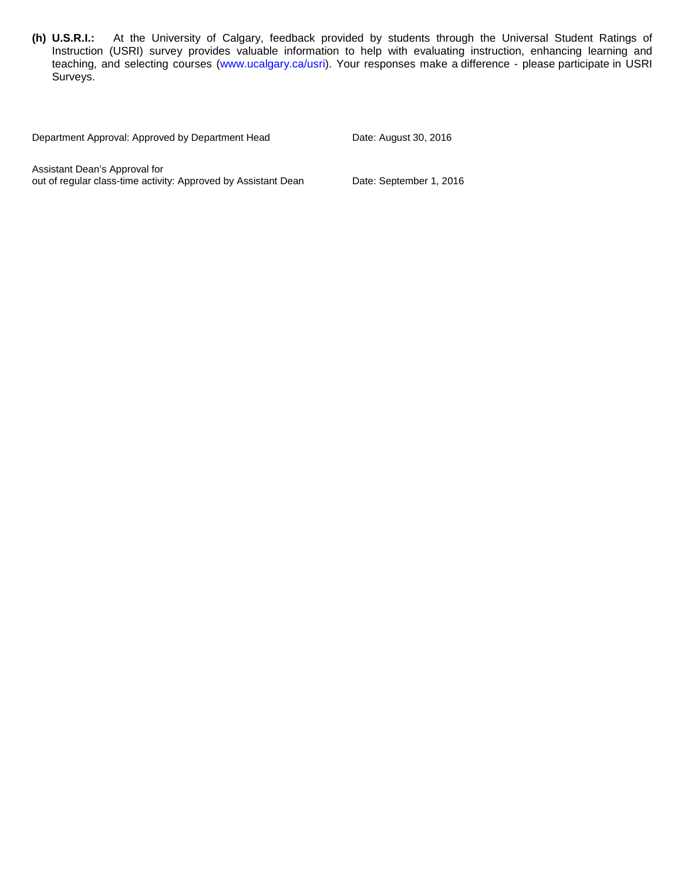**(h) U.S.R.I.:** At the University of Calgary, feedback provided by students through the Universal Student Ratings of Instruction (USRI) survey provides valuable information to help with evaluating instruction, enhancing learning and teaching, and selecting courses (www.ucalgary.ca/usri). Your responses make a difference - please participate in USRI Surveys.

Department Approval: Approved by Department Head — Date: August 30, 2016

Assistant Dean's Approval for
out of regular class-time activity: Approved by Assistant Dean — Date: September 1, 2016